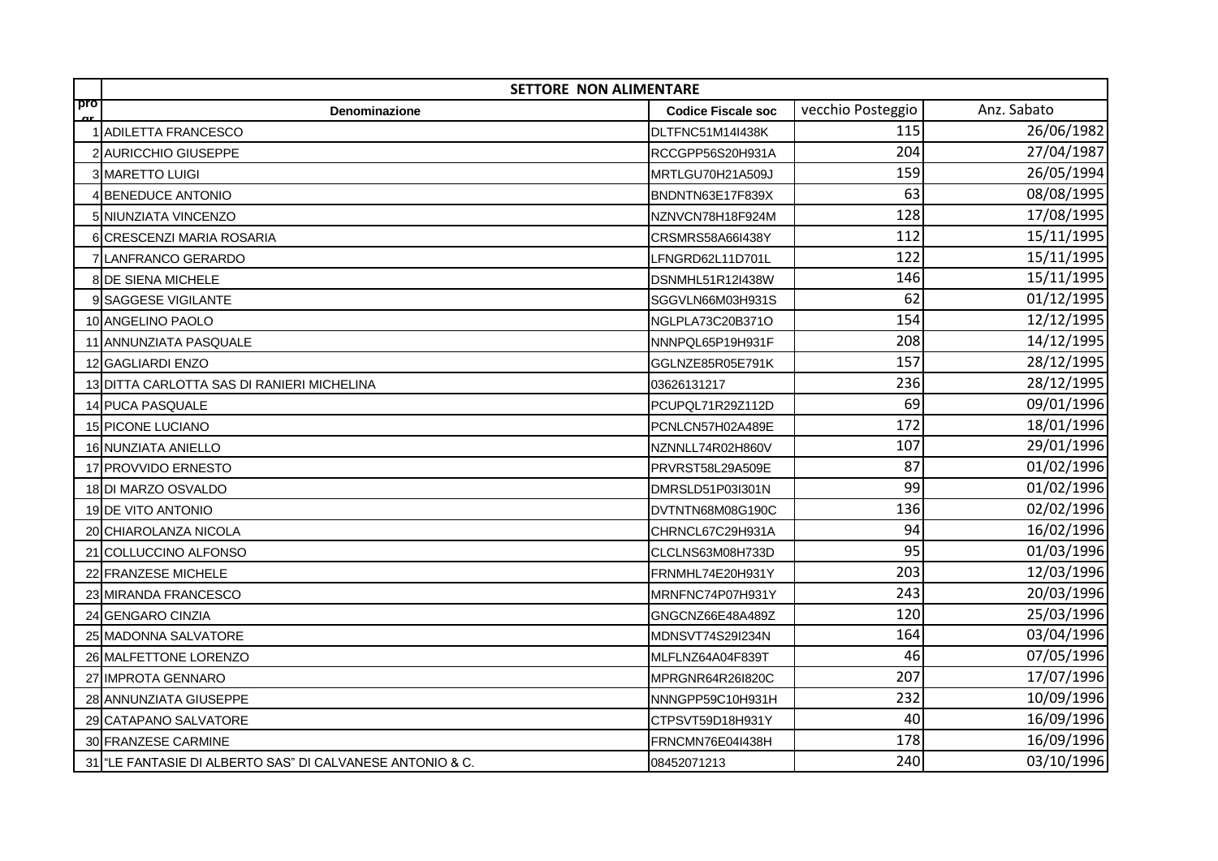| | SETTORE NON ALIMENTARE | | | |
|---|---|---|---|---|
| pro gr | Denominazione | Codice Fiscale soc | vecchio Posteggio | Anz. Sabato |
| 1 | ADILETTA FRANCESCO | DLTFNC51M14I438K | 115 | 26/06/1982 |
| 2 | AURICCHIO GIUSEPPE | RCCGPP56S20H931A | 204 | 27/04/1987 |
| 3 | MARETTO LUIGI | MRTLGU70H21A509J | 159 | 26/05/1994 |
| 4 | BENEDUCE ANTONIO | BNDNTN63E17F839X | 63 | 08/08/1995 |
| 5 | NIUNZIATA VINCENZO | NZNVCN78H18F924M | 128 | 17/08/1995 |
| 6 | CRESCENZI MARIA ROSARIA | CRSMRS58A66I438Y | 112 | 15/11/1995 |
| 7 | LANFRANCO GERARDO | LFNGRD62L11D701L | 122 | 15/11/1995 |
| 8 | DE SIENA MICHELE | DSNMHL51R12I438W | 146 | 15/11/1995 |
| 9 | SAGGESE VIGILANTE | SGGVLN66M03H931S | 62 | 01/12/1995 |
| 10 | ANGELINO PAOLO | NGLPLA73C20B371O | 154 | 12/12/1995 |
| 11 | ANNUNZIATA PASQUALE | NNNPQL65P19H931F | 208 | 14/12/1995 |
| 12 | GAGLIARDI ENZO | GGLNZE85R05E791K | 157 | 28/12/1995 |
| 13 | DITTA CARLOTTA SAS DI RANIERI MICHELINA | 03626131217 | 236 | 28/12/1995 |
| 14 | PUCA PASQUALE | PCUPQL71R29Z112D | 69 | 09/01/1996 |
| 15 | PICONE LUCIANO | PCNLCN57H02A489E | 172 | 18/01/1996 |
| 16 | NUNZIATA ANIELLO | NZNNLL74R02H860V | 107 | 29/01/1996 |
| 17 | PROVVIDO ERNESTO | PRVRST58L29A509E | 87 | 01/02/1996 |
| 18 | DI MARZO OSVALDO | DMRSLD51P03I301N | 99 | 01/02/1996 |
| 19 | DE VITO ANTONIO | DVTNTN68M08G190C | 136 | 02/02/1996 |
| 20 | CHIAROLANZA NICOLA | CHRNCL67C29H931A | 94 | 16/02/1996 |
| 21 | COLLUCCINO ALFONSO | CLCLNS63M08H733D | 95 | 01/03/1996 |
| 22 | FRANZESE MICHELE | FRNMHL74E20H931Y | 203 | 12/03/1996 |
| 23 | MIRANDA FRANCESCO | MRNFNC74P07H931Y | 243 | 20/03/1996 |
| 24 | GENGARO CINZIA | GNGCNZ66E48A489Z | 120 | 25/03/1996 |
| 25 | MADONNA SALVATORE | MDNSVT74S29I234N | 164 | 03/04/1996 |
| 26 | MALFETTONE LORENZO | MLFLNZ64A04F839T | 46 | 07/05/1996 |
| 27 | IMPROTA GENNARO | MPRGNR64R26I820C | 207 | 17/07/1996 |
| 28 | ANNUNZIATA GIUSEPPE | NNNGPP59C10H931H | 232 | 10/09/1996 |
| 29 | CATAPANO SALVATORE | CTPSVT59D18H931Y | 40 | 16/09/1996 |
| 30 | FRANZESE CARMINE | FRNCMN76E04I438H | 178 | 16/09/1996 |
| 31 | "LE FANTASIE DI ALBERTO SAS" DI CALVANESE ANTONIO & C. | 08452071213 | 240 | 03/10/1996 |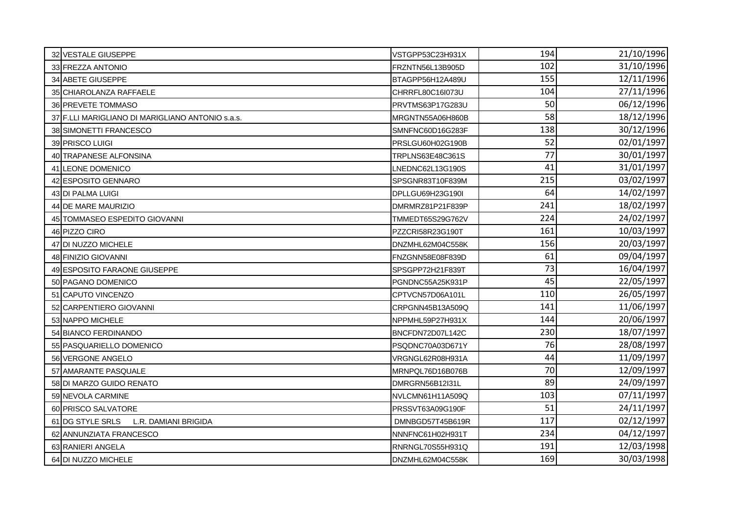| | | | | |
|---|---|---|---|---|
| 32 | VESTALE GIUSEPPE | VSTGPP53C23H931X | 194 | 21/10/1996 |
| 33 | FREZZA ANTONIO | FRZNTN56L13B905D | 102 | 31/10/1996 |
| 34 | ABETE GIUSEPPE | BTAGPP56H12A489U | 155 | 12/11/1996 |
| 35 | CHIAROLANZA RAFFAELE | CHRRFL80C16I073U | 104 | 27/11/1996 |
| 36 | PREVETE TOMMASO | PRVTMS63P17G283U | 50 | 06/12/1996 |
| 37 | F.LLI MARIGLIANO DI MARIGLIANO ANTONIO s.a.s. | MRGNTN55A06H860B | 58 | 18/12/1996 |
| 38 | SIMONETTI FRANCESCO | SMNFNC60D16G283F | 138 | 30/12/1996 |
| 39 | PRISCO LUIGI | PRSLGU60H02G190B | 52 | 02/01/1997 |
| 40 | TRAPANESE ALFONSINA | TRPLNS63E48C361S | 77 | 30/01/1997 |
| 41 | LEONE DOMENICO | LNEDNC62L13G190S | 41 | 31/01/1997 |
| 42 | ESPOSITO GENNARO | SPSGNR83T10F839M | 215 | 03/02/1997 |
| 43 | DI PALMA LUIGI | DPLLGU69H23G190I | 64 | 14/02/1997 |
| 44 | DE MARE MAURIZIO | DMRMRZ81P21F839P | 241 | 18/02/1997 |
| 45 | TOMMASEO ESPEDITO GIOVANNI | TMMEDT65S29G762V | 224 | 24/02/1997 |
| 46 | PIZZO CIRO | PZZCRI58R23G190T | 161 | 10/03/1997 |
| 47 | DI NUZZO MICHELE | DNZMHL62M04C558K | 156 | 20/03/1997 |
| 48 | FINIZIO GIOVANNI | FNZGNN58E08F839D | 61 | 09/04/1997 |
| 49 | ESPOSITO FARAONE GIUSEPPE | SPSGPP72H21F839T | 73 | 16/04/1997 |
| 50 | PAGANO DOMENICO | PGNDNC55A25K931P | 45 | 22/05/1997 |
| 51 | CAPUTO VINCENZO | CPTVCN57D06A101L | 110 | 26/05/1997 |
| 52 | CARPENTIERO GIOVANNI | CRPGNN45B13A509Q | 141 | 11/06/1997 |
| 53 | NAPPO MICHELE | NPPMHL59P27H931X | 144 | 20/06/1997 |
| 54 | BIANCO FERDINANDO | BNCFDN72D07L142C | 230 | 18/07/1997 |
| 55 | PASQUARIELLO DOMENICO | PSQDNC70A03D671Y | 76 | 28/08/1997 |
| 56 | VERGONE ANGELO | VRGNGL62R08H931A | 44 | 11/09/1997 |
| 57 | AMARANTE PASQUALE | MRNPQL76D16B076B | 70 | 12/09/1997 |
| 58 | DI MARZO GUIDO RENATO | DMRGRN56B12I31L | 89 | 24/09/1997 |
| 59 | NEVOLA CARMINE | NVLCMN61H11A509Q | 103 | 07/11/1997 |
| 60 | PRISCO SALVATORE | PRSSVT63A09G190F | 51 | 24/11/1997 |
| 61 | DG STYLE SRLS L.R. DAMIANI BRIGIDA | DMNBGD57T45B619R | 117 | 02/12/1997 |
| 62 | ANNUNZIATA FRANCESCO | NNNFNC61H02H931T | 234 | 04/12/1997 |
| 63 | RANIERI ANGELA | RNRNGL70S55H931Q | 191 | 12/03/1998 |
| 64 | DI NUZZO MICHELE | DNZMHL62M04C558K | 169 | 30/03/1998 |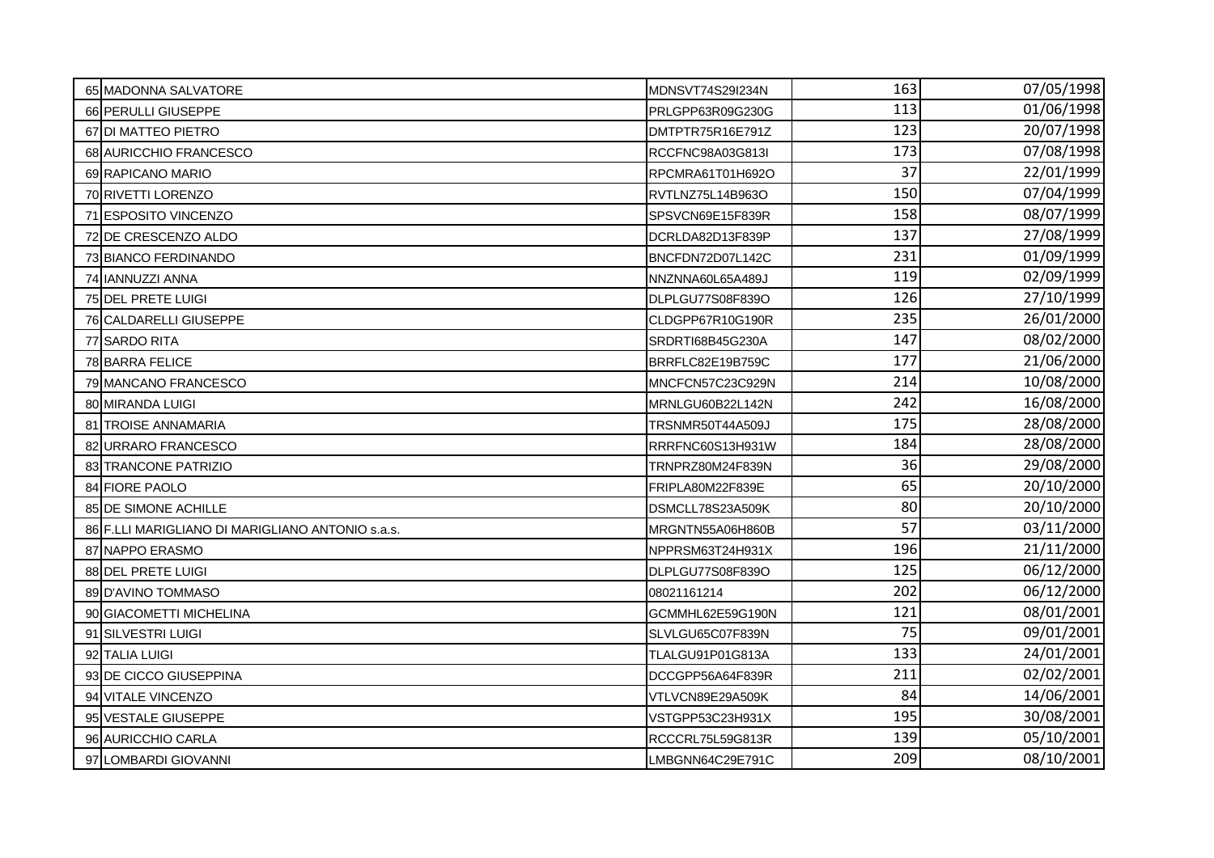| | | | | |
|---|---|---|---|---|
| 65 | MADONNA SALVATORE | MDNSVT74S29I234N | 163 | 07/05/1998 |
| 66 | PERULLI GIUSEPPE | PRLGPP63R09G230G | 113 | 01/06/1998 |
| 67 | DI MATTEO PIETRO | DMTPTR75R16E791Z | 123 | 20/07/1998 |
| 68 | AURICCHIO FRANCESCO | RCCFNC98A03G813I | 173 | 07/08/1998 |
| 69 | RAPICANO MARIO | RPCMRA61T01H692O | 37 | 22/01/1999 |
| 70 | RIVETTI LORENZO | RVTLNZ75L14B963O | 150 | 07/04/1999 |
| 71 | ESPOSITO VINCENZO | SPSVCN69E15F839R | 158 | 08/07/1999 |
| 72 | DE CRESCENZO ALDO | DCRLDA82D13F839P | 137 | 27/08/1999 |
| 73 | BIANCO FERDINANDO | BNCFDN72D07L142C | 231 | 01/09/1999 |
| 74 | IANNUZZI ANNA | NNZNNA60L65A489J | 119 | 02/09/1999 |
| 75 | DEL PRETE LUIGI | DLPLGU77S08F839O | 126 | 27/10/1999 |
| 76 | CALDARELLI GIUSEPPE | CLDGPP67R10G190R | 235 | 26/01/2000 |
| 77 | SARDO RITA | SRDRTI68B45G230A | 147 | 08/02/2000 |
| 78 | BARRA FELICE | BRRFLC82E19B759C | 177 | 21/06/2000 |
| 79 | MANCANO FRANCESCO | MNCFCN57C23C929N | 214 | 10/08/2000 |
| 80 | MIRANDA LUIGI | MRNLGU60B22L142N | 242 | 16/08/2000 |
| 81 | TROISE ANNAMARIA | TRSNMR50T44A509J | 175 | 28/08/2000 |
| 82 | URRARO FRANCESCO | RRRFNC60S13H931W | 184 | 28/08/2000 |
| 83 | TRANCONE PATRIZIO | TRNPRZ80M24F839N | 36 | 29/08/2000 |
| 84 | FIORE PAOLO | FRIPLA80M22F839E | 65 | 20/10/2000 |
| 85 | DE SIMONE ACHILLE | DSMCLL78S23A509K | 80 | 20/10/2000 |
| 86 | F.LLI MARIGLIANO DI MARIGLIANO ANTONIO s.a.s. | MRGNTN55A06H860B | 57 | 03/11/2000 |
| 87 | NAPPO ERASMO | NPPRSM63T24H931X | 196 | 21/11/2000 |
| 88 | DEL PRETE LUIGI | DLPLGU77S08F839O | 125 | 06/12/2000 |
| 89 | D'AVINO TOMMASO | 08021161214 | 202 | 06/12/2000 |
| 90 | GIACOMETTI MICHELINA | GCMMHL62E59G190N | 121 | 08/01/2001 |
| 91 | SILVESTRI LUIGI | SLVLGU65C07F839N | 75 | 09/01/2001 |
| 92 | TALIA LUIGI | TLALGU91P01G813A | 133 | 24/01/2001 |
| 93 | DE CICCO GIUSEPPINA | DCCGPP56A64F839R | 211 | 02/02/2001 |
| 94 | VITALE VINCENZO | VTLVCN89E29A509K | 84 | 14/06/2001 |
| 95 | VESTALE GIUSEPPE | VSTGPP53C23H931X | 195 | 30/08/2001 |
| 96 | AURICCHIO CARLA | RCCCRL75L59G813R | 139 | 05/10/2001 |
| 97 | LOMBARDI GIOVANNI | LMBGNN64C29E791C | 209 | 08/10/2001 |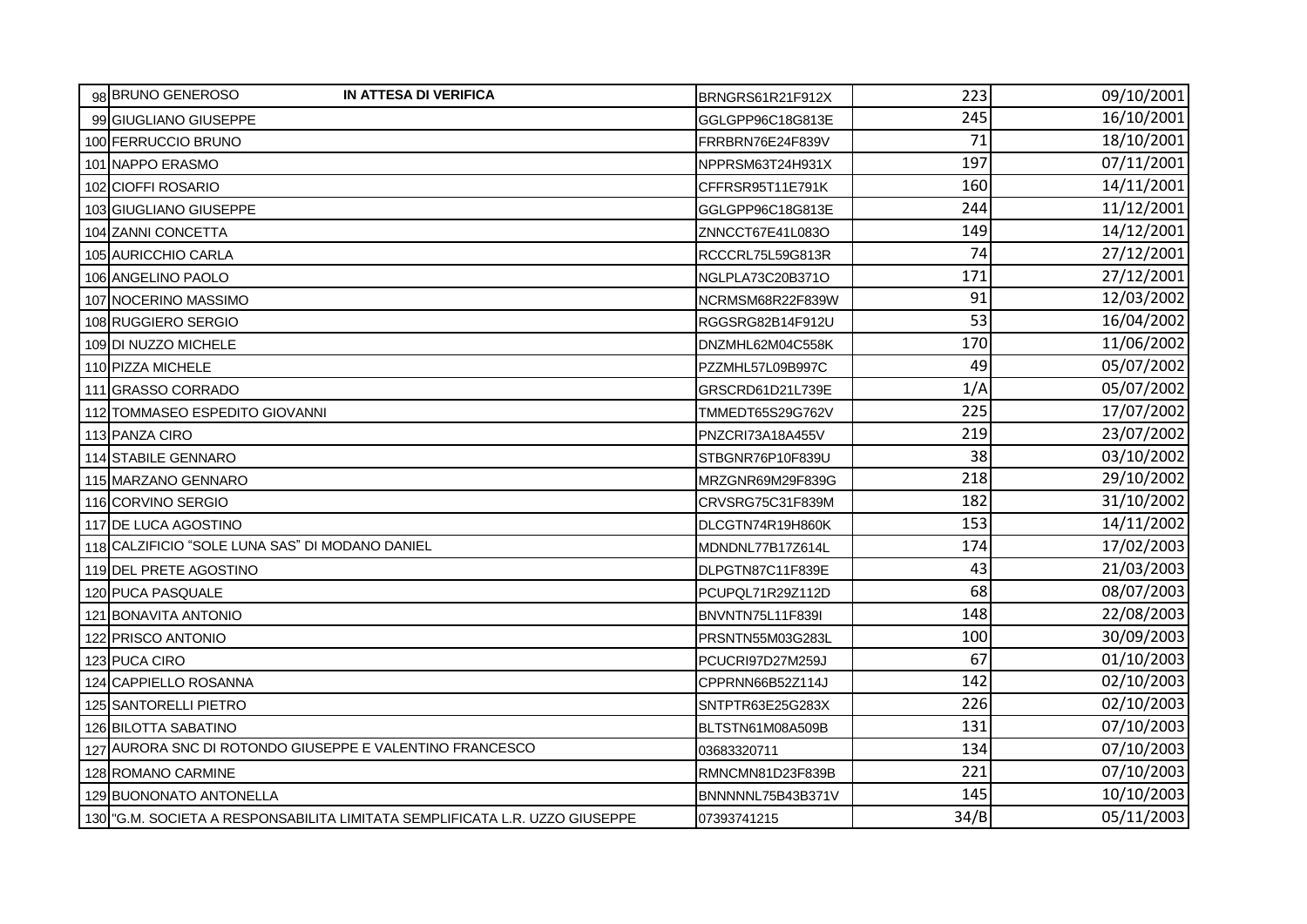| | | | | |
|---|---|---|---|---|
| 98 | BRUNO GENEROSO **IN ATTESA DI VERIFICA** | BRNGRS61R21F912X | 223 | 09/10/2001 |
| 99 | GIUGLIANO GIUSEPPE | GGLGPP96C18G813E | 245 | 16/10/2001 |
| 100 | FERRUCCIO BRUNO | FRRBRN76E24F839V | 71 | 18/10/2001 |
| 101 | NAPPO ERASMO | NPPRSM63T24H931X | 197 | 07/11/2001 |
| 102 | CIOFFI ROSARIO | CFFRSR95T11E791K | 160 | 14/11/2001 |
| 103 | GIUGLIANO GIUSEPPE | GGLGPP96C18G813E | 244 | 11/12/2001 |
| 104 | ZANNI CONCETTA | ZNNCCT67E41L083O | 149 | 14/12/2001 |
| 105 | AURICCHIO CARLA | RCCCRL75L59G813R | 74 | 27/12/2001 |
| 106 | ANGELINO PAOLO | NGLPLA73C20B371O | 171 | 27/12/2001 |
| 107 | NOCERINO MASSIMO | NCRMSM68R22F839W | 91 | 12/03/2002 |
| 108 | RUGGIERO SERGIO | RGGSRG82B14F912U | 53 | 16/04/2002 |
| 109 | DI NUZZO MICHELE | DNZMHL62M04C558K | 170 | 11/06/2002 |
| 110 | PIZZA MICHELE | PZZMHL57L09B997C | 49 | 05/07/2002 |
| 111 | GRASSO CORRADO | GRSCRD61D21L739E | 1/A | 05/07/2002 |
| 112 | TOMMASEO ESPEDITO GIOVANNI | TMMEDT65S29G762V | 225 | 17/07/2002 |
| 113 | PANZA CIRO | PNZCRI73A18A455V | 219 | 23/07/2002 |
| 114 | STABILE GENNARO | STBGNR76P10F839U | 38 | 03/10/2002 |
| 115 | MARZANO GENNARO | MRZGNR69M29F839G | 218 | 29/10/2002 |
| 116 | CORVINO SERGIO | CRVSRG75C31F839M | 182 | 31/10/2002 |
| 117 | DE LUCA AGOSTINO | DLCGTN74R19H860K | 153 | 14/11/2002 |
| 118 | CALZIFICIO "SOLE LUNA SAS" DI MODANO DANIEL | MDNDNL77B17Z614L | 174 | 17/02/2003 |
| 119 | DEL PRETE AGOSTINO | DLPGTN87C11F839E | 43 | 21/03/2003 |
| 120 | PUCA PASQUALE | PCUPQL71R29Z112D | 68 | 08/07/2003 |
| 121 | BONAVITA ANTONIO | BNVNTN75L11F839I | 148 | 22/08/2003 |
| 122 | PRISCO ANTONIO | PRSNTN55M03G283L | 100 | 30/09/2003 |
| 123 | PUCA CIRO | PCUCRI97D27M259J | 67 | 01/10/2003 |
| 124 | CAPPIELLO ROSANNA | CPPRNN66B52Z114J | 142 | 02/10/2003 |
| 125 | SANTORELLI PIETRO | SNTPTR63E25G283X | 226 | 02/10/2003 |
| 126 | BILOTTA SABATINO | BLTSTN61M08A509B | 131 | 07/10/2003 |
| 127 | AURORA SNC DI ROTONDO GIUSEPPE E VALENTINO FRANCESCO | 03683320711 | 134 | 07/10/2003 |
| 128 | ROMANO CARMINE | RMNCMN81D23F839B | 221 | 07/10/2003 |
| 129 | BUONONATO ANTONELLA | BNNNNNL75B43B371V | 145 | 10/10/2003 |
| 130 | "G.M. SOCIETA A RESPONSABILITA LIMITATA SEMPLIFICATA L.R. UZZO GIUSEPPE | 07393741215 | 34/B | 05/11/2003 |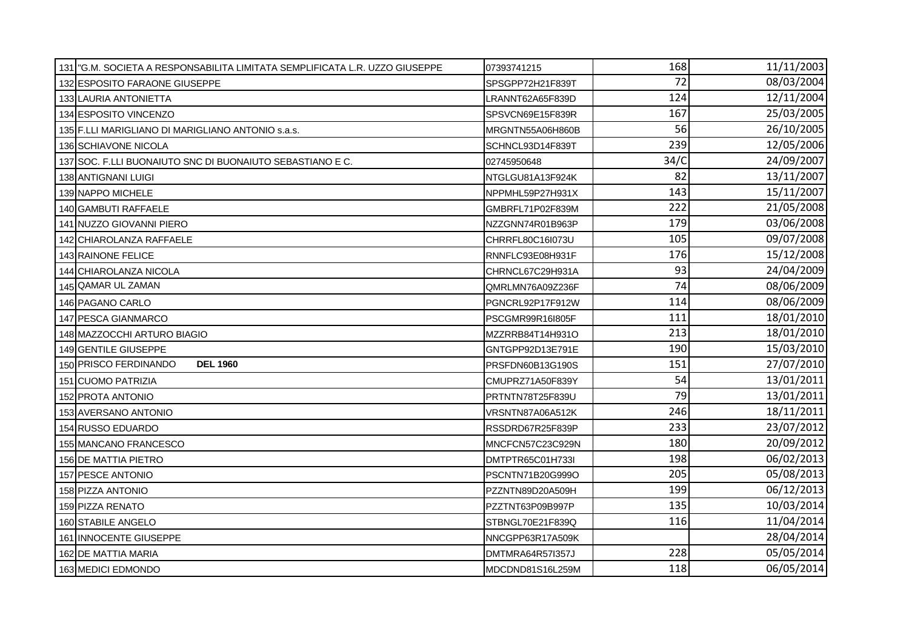| | | | | |
|---|---|---|---|---|
| 131 | "G.M. SOCIETA A RESPONSABILITA LIMITATA SEMPLIFICATA L.R. UZZO GIUSEPPE | 07393741215 | 168 | 11/11/2003 |
| 132 | ESPOSITO FARAONE GIUSEPPE | SPSGPP72H21F839T | 72 | 08/03/2004 |
| 133 | LAURIA ANTONIETTA | LRANNT62A65F839D | 124 | 12/11/2004 |
| 134 | ESPOSITO VINCENZO | SPSVCN69E15F839R | 167 | 25/03/2005 |
| 135 | F.LLI MARIGLIANO DI MARIGLIANO ANTONIO s.a.s. | MRGNTN55A06H860B | 56 | 26/10/2005 |
| 136 | SCHIAVONE NICOLA | SCHNCL93D14F839T | 239 | 12/05/2006 |
| 137 | SOC. F.LLI BUONAIUTO SNC DI BUONAIUTO SEBASTIANO E C. | 02745950648 | 34/C | 24/09/2007 |
| 138 | ANTIGNANI LUIGI | NTGLGU81A13F924K | 82 | 13/11/2007 |
| 139 | NAPPO MICHELE | NPPMHL59P27H931X | 143 | 15/11/2007 |
| 140 | GAMBUTI RAFFAELE | GMBRFL71P02F839M | 222 | 21/05/2008 |
| 141 | NUZZO GIOVANNI PIERO | NZZGNN74R01B963P | 179 | 03/06/2008 |
| 142 | CHIAROLANZA RAFFAELE | CHRRFL80C16I073U | 105 | 09/07/2008 |
| 143 | RAINONE FELICE | RNNFLC93E08H931F | 176 | 15/12/2008 |
| 144 | CHIAROLANZA NICOLA | CHRNCL67C29H931A | 93 | 24/04/2009 |
| 145 | QAMAR UL ZAMAN | QMRLMN76A09Z236F | 74 | 08/06/2009 |
| 146 | PAGANO CARLO | PGNCRL92P17F912W | 114 | 08/06/2009 |
| 147 | PESCA GIANMARCO | PSCGMR99R16I805F | 111 | 18/01/2010 |
| 148 | MAZZOCCHI ARTURO BIAGIO | MZZRRB84T14H931O | 213 | 18/01/2010 |
| 149 | GENTILE GIUSEPPE | GNTGPP92D13E791E | 190 | 15/03/2010 |
| 150 | PRISCO FERDINANDO **DEL 1960** | PRSFDN60B13G190S | 151 | 27/07/2010 |
| 151 | CUOMO PATRIZIA | CMUPRZ71A50F839Y | 54 | 13/01/2011 |
| 152 | PROTA ANTONIO | PRTNTN78T25F839U | 79 | 13/01/2011 |
| 153 | AVERSANO ANTONIO | VRSNTN87A06A512K | 246 | 18/11/2011 |
| 154 | RUSSO EDUARDO | RSSDRD67R25F839P | 233 | 23/07/2012 |
| 155 | MANCANO FRANCESCO | MNCFCN57C23C929N | 180 | 20/09/2012 |
| 156 | DE MATTIA PIETRO | DMTPTR65C01H733I | 198 | 06/02/2013 |
| 157 | PESCE ANTONIO | PSCNTN71B20G999O | 205 | 05/08/2013 |
| 158 | PIZZA ANTONIO | PZZNTN89D20A509H | 199 | 06/12/2013 |
| 159 | PIZZA RENATO | PZZTNT63P09B997P | 135 | 10/03/2014 |
| 160 | STABILE ANGELO | STBNGL70E21F839Q | 116 | 11/04/2014 |
| 161 | INNOCENTE GIUSEPPE | NNCGPP63R17A509K | | 28/04/2014 |
| 162 | DE MATTIA MARIA | DMTMRA64R57I357J | 228 | 05/05/2014 |
| 163 | MEDICI EDMONDO | MDCDND81S16L259M | 118 | 06/05/2014 |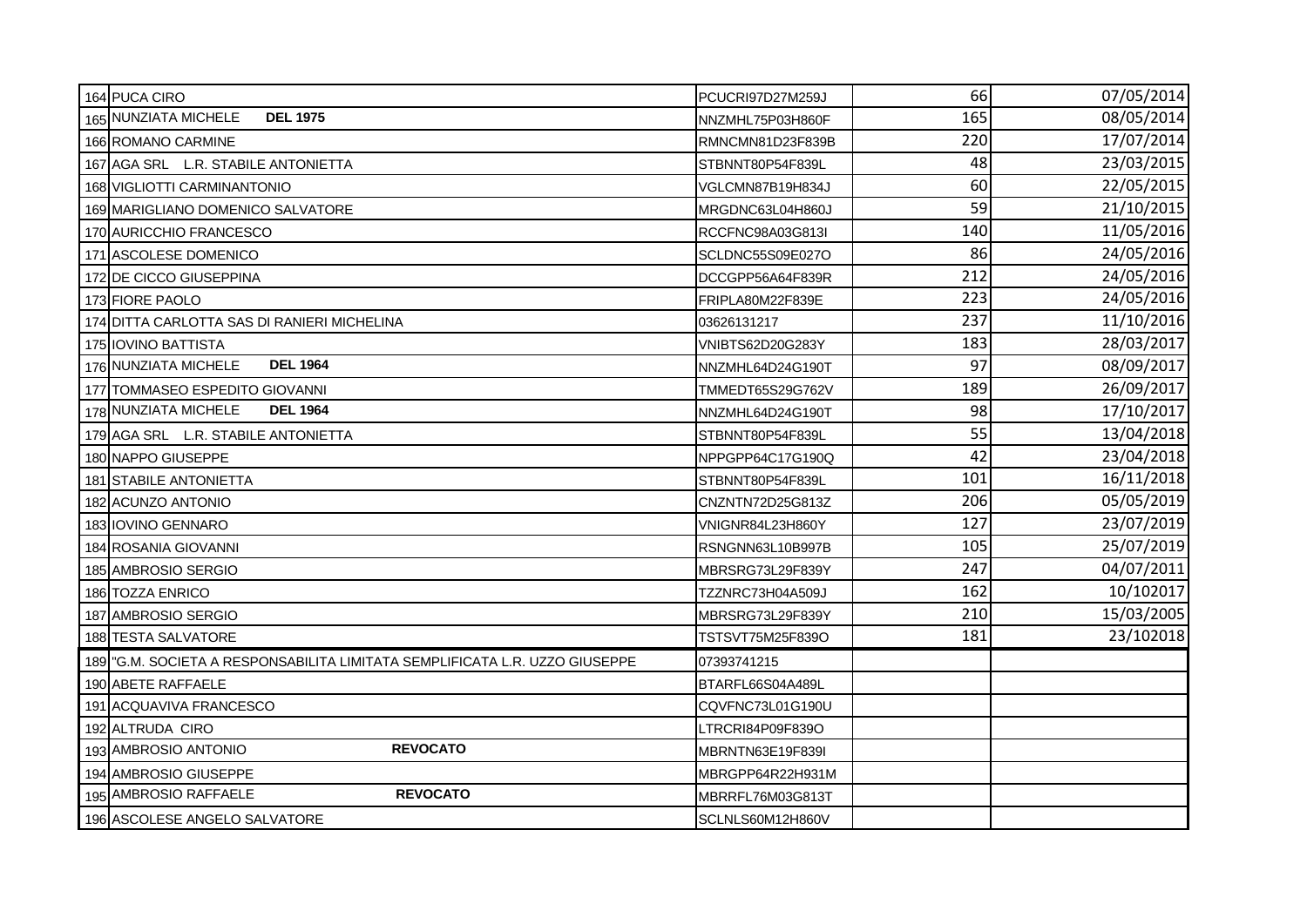| | | | | |
|---|---|---|---|---|
| 164 | PUCA CIRO | PCUCRI97D27M259J | 66 | 07/05/2014 |
| 165 | NUNZIATA MICHELE **DEL 1975** | NNZMHL75P03H860F | 165 | 08/05/2014 |
| 166 | ROMANO CARMINE | RMNCMN81D23F839B | 220 | 17/07/2014 |
| 167 | AGA SRL L.R. STABILE ANTONIETTA | STBNNT80P54F839L | 48 | 23/03/2015 |
| 168 | VIGLIOTTI CARMINANTONIO | VGLCMN87B19H834J | 60 | 22/05/2015 |
| 169 | MARIGLIANO DOMENICO SALVATORE | MRGDNC63L04H860J | 59 | 21/10/2015 |
| 170 | AURICCHIO FRANCESCO | RCCFNC98A03G813I | 140 | 11/05/2016 |
| 171 | ASCOLESE DOMENICO | SCLDNC55S09E027O | 86 | 24/05/2016 |
| 172 | DE CICCO GIUSEPPINA | DCCGPP56A64F839R | 212 | 24/05/2016 |
| 173 | FIORE PAOLO | FRIPLA80M22F839E | 223 | 24/05/2016 |
| 174 | DITTA CARLOTTA SAS DI RANIERI MICHELINA | 03626131217 | 237 | 11/10/2016 |
| 175 | IOVINO BATTISTA | VNIBTS62D20G283Y | 183 | 28/03/2017 |
| 176 | NUNZIATA MICHELE **DEL 1964** | NNZMHL64D24G190T | 97 | 08/09/2017 |
| 177 | TOMMASEO ESPEDITO GIOVANNI | TMMEDT65S29G762V | 189 | 26/09/2017 |
| 178 | NUNZIATA MICHELE **DEL 1964** | NNZMHL64D24G190T | 98 | 17/10/2017 |
| 179 | AGA SRL L.R. STABILE ANTONIETTA | STBNNT80P54F839L | 55 | 13/04/2018 |
| 180 | NAPPO GIUSEPPE | NPPGPP64C17G190Q | 42 | 23/04/2018 |
| 181 | STABILE ANTONIETTA | STBNNT80P54F839L | 101 | 16/11/2018 |
| 182 | ACUNZO ANTONIO | CNZNTN72D25G813Z | 206 | 05/05/2019 |
| 183 | IOVINO GENNARO | VNIGNR84L23H860Y | 127 | 23/07/2019 |
| 184 | ROSANIA GIOVANNI | RSNGNN63L10B997B | 105 | 25/07/2019 |
| 185 | AMBROSIO SERGIO | MBRSRG73L29F839Y | 247 | 04/07/2011 |
| 186 | TOZZA ENRICO | TZZNRC73H04A509J | 162 | 10/102017 |
| 187 | AMBROSIO SERGIO | MBRSRG73L29F839Y | 210 | 15/03/2005 |
| 188 | TESTA SALVATORE | TSTSVT75M25F839O | 181 | 23/102018 |
| 189 | "G.M. SOCIETA A RESPONSABILITA LIMITATA SEMPLIFICATA L.R. UZZO GIUSEPPE | 07393741215 | | |
| 190 | ABETE RAFFAELE | BTARFL66S04A489L | | |
| 191 | ACQUAVIVA FRANCESCO | CQVFNC73L01G190U | | |
| 192 | ALTRUDA CIRO | LTRCRI84P09F839O | | |
| 193 | AMBROSIO ANTONIO **REVOCATO** | MBRNTN63E19F839I | | |
| 194 | AMBROSIO GIUSEPPE | MBRGPP64R22H931M | | |
| 195 | AMBROSIO RAFFAELE **REVOCATO** | MBRRFL76M03G813T | | |
| 196 | ASCOLESE ANGELO SALVATORE | SCLNLS60M12H860V | | |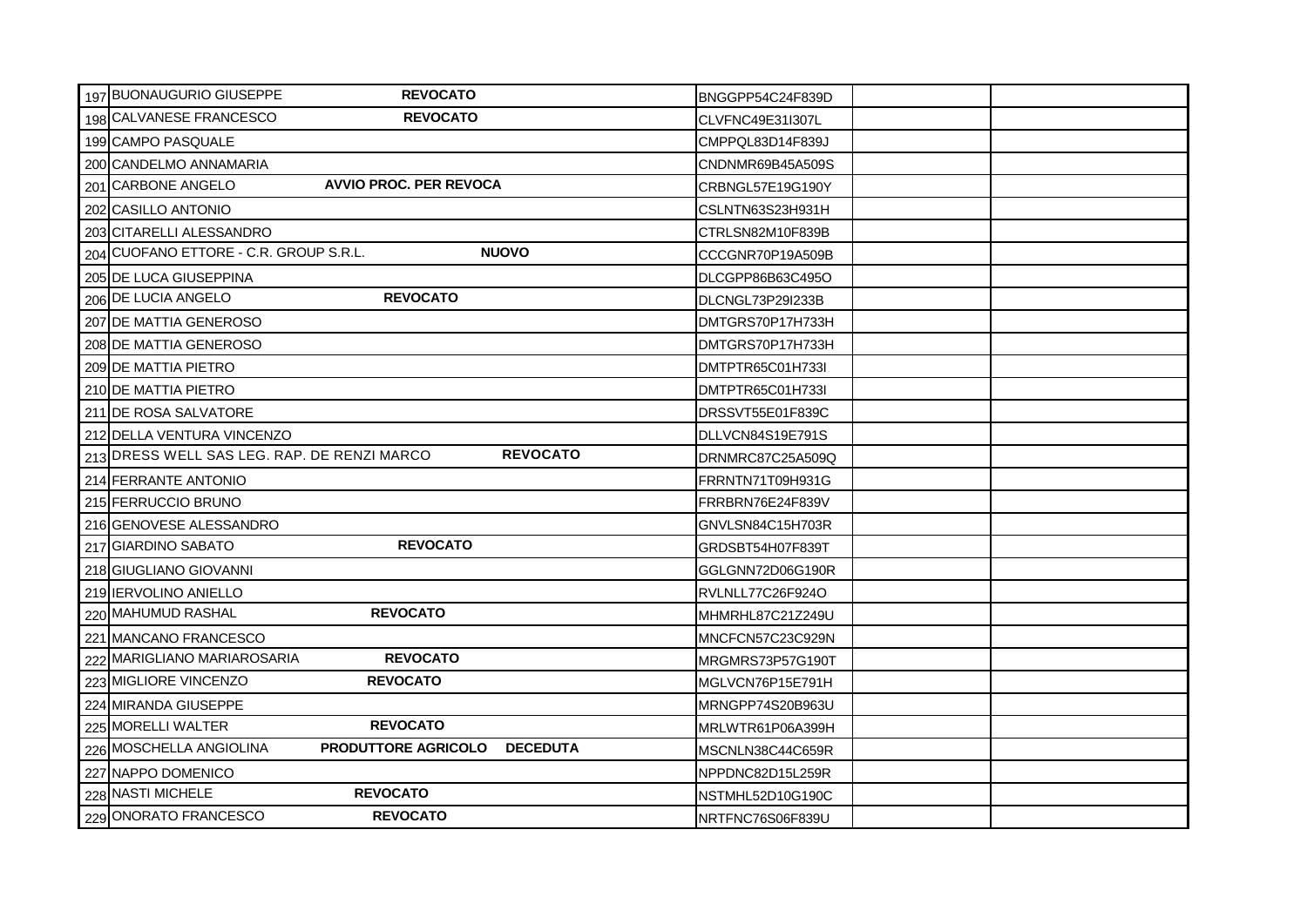| | | | | | |
|---|---|---|---|---|---|
| 197 | BUONAUGURIO GIUSEPPE | **REVOCATO** | BNGGPP54C24F839D | | |
| 198 | CALVANESE FRANCESCO | **REVOCATO** | CLVFNC49E31I307L | | |
| 199 | CAMPO PASQUALE | | CMPPQL83D14F839J | | |
| 200 | CANDELMO ANNAMARIA | | CNDNMR69B45A509S | | |
| 201 | CARBONE ANGELO | **AVVIO PROC. PER REVOCA** | CRBNGL57E19G190Y | | |
| 202 | CASILLO ANTONIO | | CSLNTN63S23H931H | | |
| 203 | CITARELLI ALESSANDRO | | CTRLSN82M10F839B | | |
| 204 | CUOFANO ETTORE - C.R. GROUP S.R.L. | **NUOVO** | CCCGNR70P19A509B | | |
| 205 | DE LUCA GIUSEPPINA | | DLCGPP86B63C495O | | |
| 206 | DE LUCIA ANGELO | **REVOCATO** | DLCNGL73P29I233B | | |
| 207 | DE MATTIA GENEROSO | | DMTGRS70P17H733H | | |
| 208 | DE MATTIA GENEROSO | | DMTGRS70P17H733H | | |
| 209 | DE MATTIA PIETRO | | DMTPTR65C01H733I | | |
| 210 | DE MATTIA PIETRO | | DMTPTR65C01H733I | | |
| 211 | DE ROSA SALVATORE | | DRSSVT55E01F839C | | |
| 212 | DELLA VENTURA VINCENZO | | DLLVCN84S19E791S | | |
| 213 | DRESS WELL SAS LEG. RAP. DE RENZI MARCO | **REVOCATO** | DRNMRC87C25A509Q | | |
| 214 | FERRANTE ANTONIO | | FRRNTN71T09H931G | | |
| 215 | FERRUCCIO BRUNO | | FRRBRN76E24F839V | | |
| 216 | GENOVESE ALESSANDRO | | GNVLSN84C15H703R | | |
| 217 | GIARDINO SABATO | **REVOCATO** | GRDSBT54H07F839T | | |
| 218 | GIUGLIANO GIOVANNI | | GGLGNN72D06G190R | | |
| 219 | IERVOLINO ANIELLO | | RVLNLL77C26F924O | | |
| 220 | MAHUMUD RASHAL | **REVOCATO** | MHMRHL87C21Z249U | | |
| 221 | MANCANO FRANCESCO | | MNCFCN57C23C929N | | |
| 222 | MARIGLIANO MARIAROSARIA | **REVOCATO** | MRGMRS73P57G190T | | |
| 223 | MIGLIORE VINCENZO | **REVOCATO** | MGLVCN76P15E791H | | |
| 224 | MIRANDA GIUSEPPE | | MRNGPP74S20B963U | | |
| 225 | MORELLI WALTER | **REVOCATO** | MRLWTR61P06A399H | | |
| 226 | MOSCHELLA ANGIOLINA | **PRODUTTORE AGRICOLO DECEDUTA** | MSCNLN38C44C659R | | |
| 227 | NAPPO DOMENICO | | NPPDNC82D15L259R | | |
| 228 | NASTI MICHELE | **REVOCATO** | NSTMHL52D10G190C | | |
| 229 | ONORATO FRANCESCO | **REVOCATO** | NRTFNC76S06F839U | | |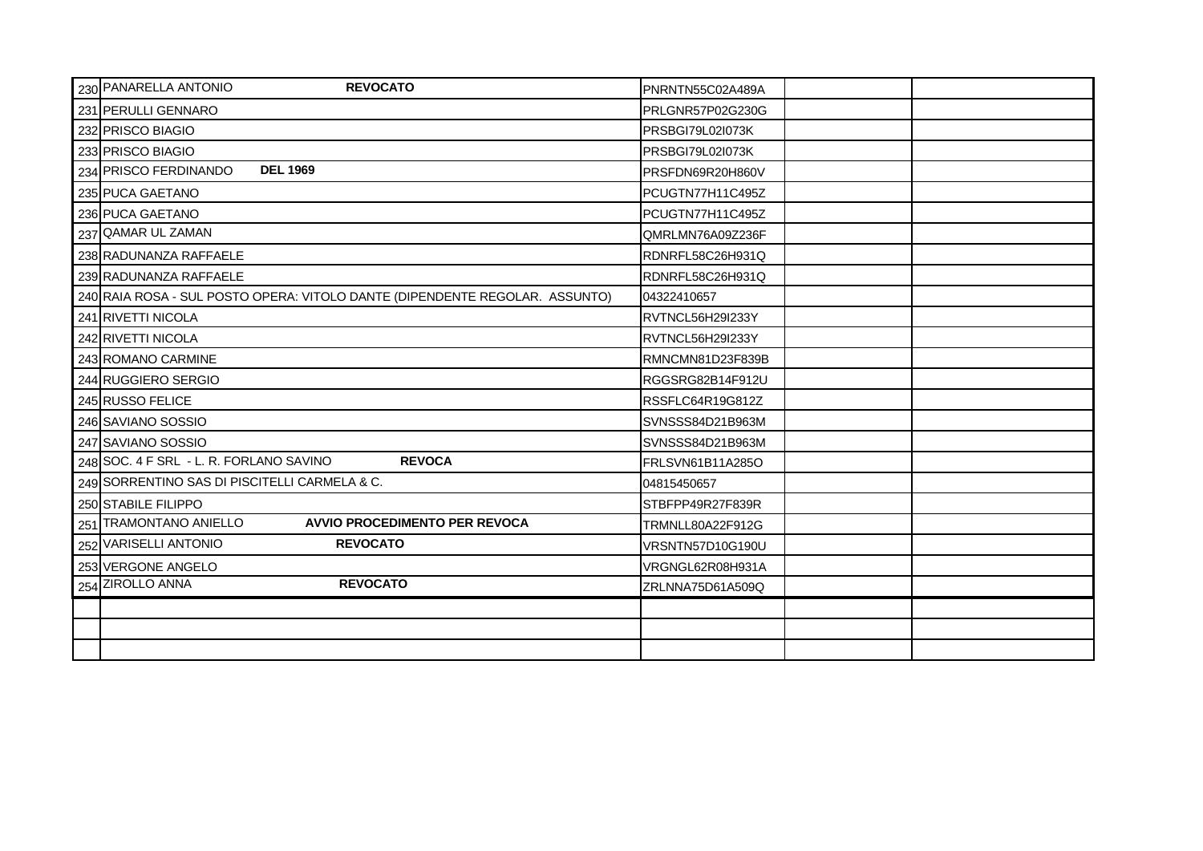| | | | | |
|---|---|---|---|---|
| 230 | PANARELLA ANTONIO **REVOCATO** | PNRNTN55C02A489A | | |
| 231 | PERULLI GENNARO | PRLGNR57P02G230G | | |
| 232 | PRISCO BIAGIO | PRSBGI79L02I073K | | |
| 233 | PRISCO BIAGIO | PRSBGI79L02I073K | | |
| 234 | PRISCO FERDINANDO **DEL 1969** | PRSFDN69R20H860V | | |
| 235 | PUCA GAETANO | PCUGTN77H11C495Z | | |
| 236 | PUCA GAETANO | PCUGTN77H11C495Z | | |
| 237 | QAMAR UL ZAMAN | QMRLMN76A09Z236F | | |
| 238 | RADUNANZA RAFFAELE | RDNRFL58C26H931Q | | |
| 239 | RADUNANZA RAFFAELE | RDNRFL58C26H931Q | | |
| 240 | RAIA ROSA - SUL POSTO OPERA: VITOLO DANTE (DIPENDENTE REGOLAR. ASSUNTO) | 04322410657 | | |
| 241 | RIVETTI NICOLA | RVTNCL56H29I233Y | | |
| 242 | RIVETTI NICOLA | RVTNCL56H29I233Y | | |
| 243 | ROMANO CARMINE | RMNCMN81D23F839B | | |
| 244 | RUGGIERO SERGIO | RGGSRG82B14F912U | | |
| 245 | RUSSO FELICE | RSSFLC64R19G812Z | | |
| 246 | SAVIANO SOSSIO | SVNSSS84D21B963M | | |
| 247 | SAVIANO SOSSIO | SVNSSS84D21B963M | | |
| 248 | SOC. 4 F SRL - L. R. FORLANO SAVINO **REVOCA** | FRLSVN61B11A285O | | |
| 249 | SORRENTINO SAS DI PISCITELLI CARMELA & C. | 04815450657 | | |
| 250 | STABILE FILIPPO | STBFPP49R27F839R | | |
| 251 | TRAMONTANO ANIELLO **AVVIO PROCEDIMENTO PER REVOCA** | TRMNLL80A22F912G | | |
| 252 | VARISELLI ANTONIO **REVOCATO** | VRSNTN57D10G190U | | |
| 253 | VERGONE ANGELO | VRGNGL62R08H931A | | |
| 254 | ZIROLLO ANNA **REVOCATO** | ZRLNNA75D61A509Q | | |
| | | | | |
| | | | | |
| | | | | |